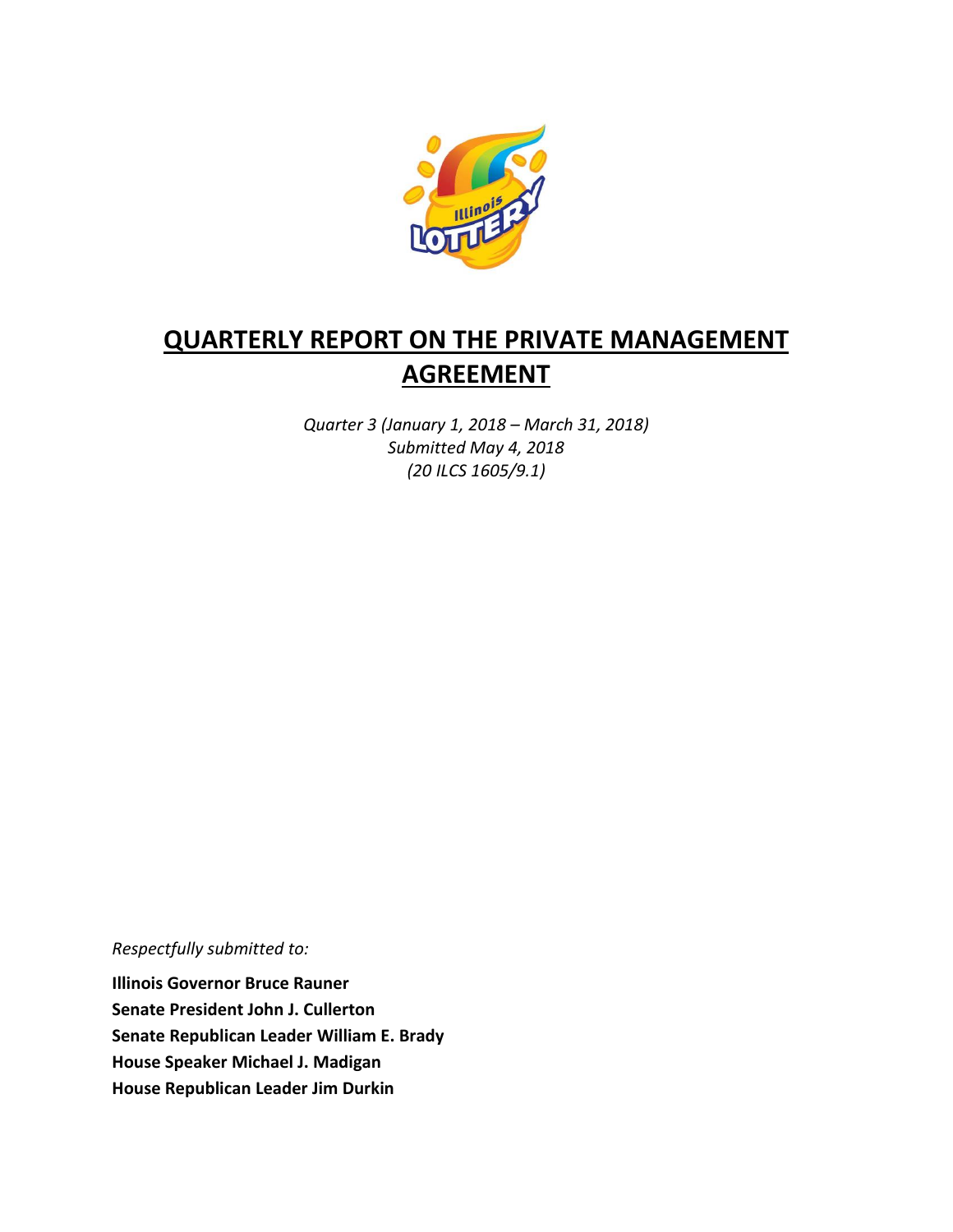# QUARTERLY REPORT ON THE PRIVATE MANAGEMENT AGREEMENT

*Quarter 3 (January 1, 2018 – March 31, 2018)*
*Submitted May 4, 2018*
*(20 ILCS 1605/9.1)*

*Respectfully submitted to:*

**Illinois Governor Bruce Rauner**
**Senate President John J. Cullerton**
**Senate Republican Leader William E. Brady**
**House Speaker Michael J. Madigan**
**House Republican Leader Jim Durkin**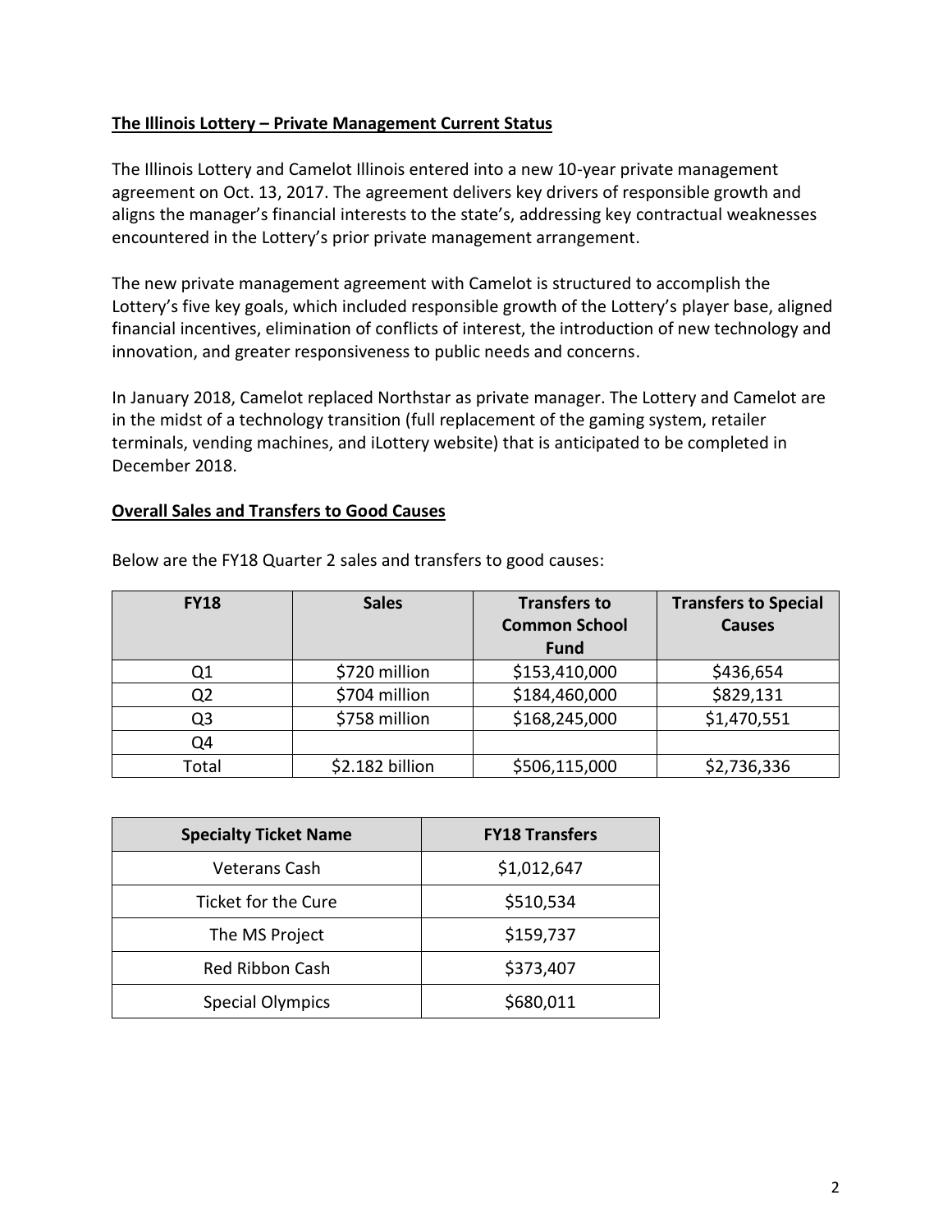**The Illinois Lottery – Private Management Current Status**

The Illinois Lottery and Camelot Illinois entered into a new 10-year private management agreement on Oct. 13, 2017. The agreement delivers key drivers of responsible growth and aligns the manager's financial interests to the state's, addressing key contractual weaknesses encountered in the Lottery's prior private management arrangement.

The new private management agreement with Camelot is structured to accomplish the Lottery's five key goals, which included responsible growth of the Lottery's player base, aligned financial incentives, elimination of conflicts of interest, the introduction of new technology and innovation, and greater responsiveness to public needs and concerns.

In January 2018, Camelot replaced Northstar as private manager. The Lottery and Camelot are in the midst of a technology transition (full replacement of the gaming system, retailer terminals, vending machines, and iLottery website) that is anticipated to be completed in December 2018.

**Overall Sales and Transfers to Good Causes**

Below are the FY18 Quarter 2 sales and transfers to good causes:

| FY18 | Sales | Transfers to Common School Fund | Transfers to Special Causes |
|---|---|---|---|
| Q1 | $720 million | $153,410,000 | $436,654 |
| Q2 | $704 million | $184,460,000 | $829,131 |
| Q3 | $758 million | $168,245,000 | $1,470,551 |
| Q4 | | | |
| Total | $2.182 billion | $506,115,000 | $2,736,336 |

| Specialty Ticket Name | FY18 Transfers |
|---|---|
| Veterans Cash | $1,012,647 |
| Ticket for the Cure | $510,534 |
| The MS Project | $159,737 |
| Red Ribbon Cash | $373,407 |
| Special Olympics | $680,011 |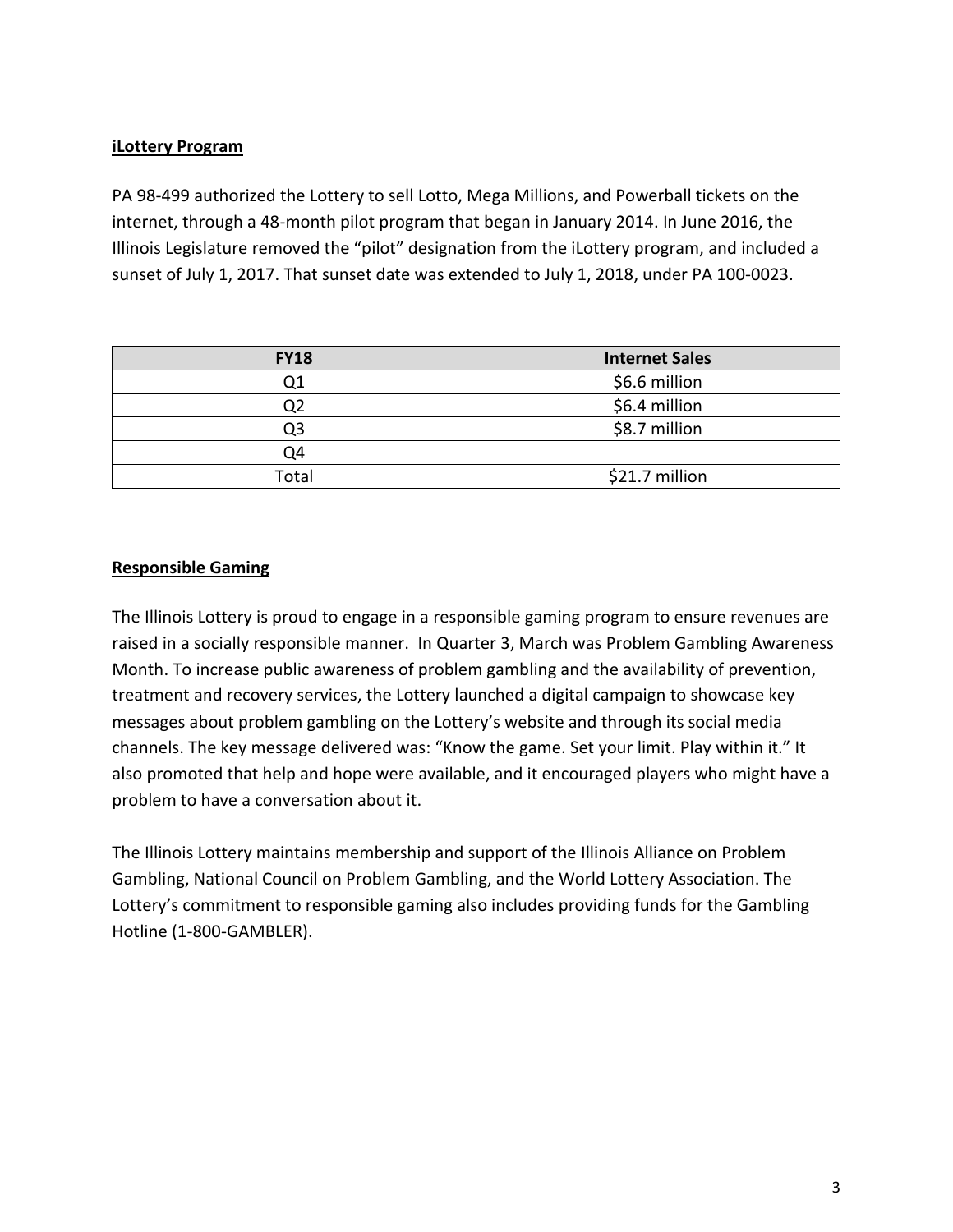## iLottery Program

PA 98-499 authorized the Lottery to sell Lotto, Mega Millions, and Powerball tickets on the internet, through a 48-month pilot program that began in January 2014. In June 2016, the Illinois Legislature removed the "pilot" designation from the iLottery program, and included a sunset of July 1, 2017. That sunset date was extended to July 1, 2018, under PA 100-0023.

| FY18 | Internet Sales |
| --- | --- |
| Q1 | $6.6 million |
| Q2 | $6.4 million |
| Q3 | $8.7 million |
| Q4 | |
| Total | $21.7 million |

## Responsible Gaming

The Illinois Lottery is proud to engage in a responsible gaming program to ensure revenues are raised in a socially responsible manner. In Quarter 3, March was Problem Gambling Awareness Month. To increase public awareness of problem gambling and the availability of prevention, treatment and recovery services, the Lottery launched a digital campaign to showcase key messages about problem gambling on the Lottery's website and through its social media channels. The key message delivered was: "Know the game. Set your limit. Play within it." It also promoted that help and hope were available, and it encouraged players who might have a problem to have a conversation about it.

The Illinois Lottery maintains membership and support of the Illinois Alliance on Problem Gambling, National Council on Problem Gambling, and the World Lottery Association. The Lottery's commitment to responsible gaming also includes providing funds for the Gambling Hotline (1-800-GAMBLER).